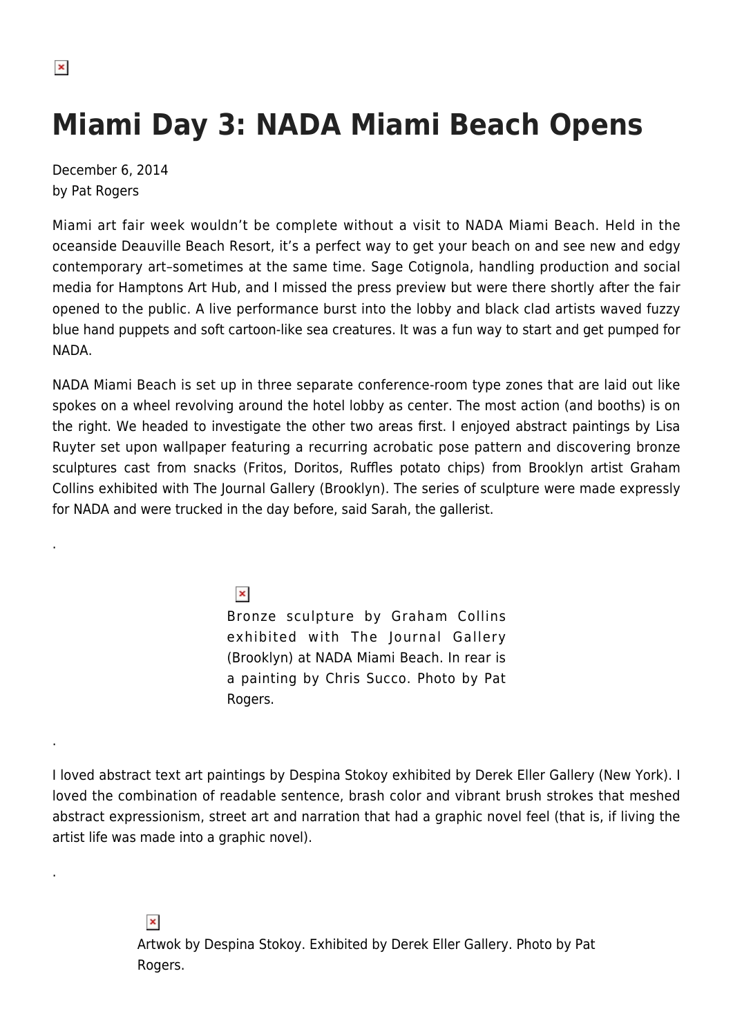# Miami Day 3: NADA Miami Beach Opens

December 6, 2014
by Pat Rogers

Miami art fair week wouldn't be complete without a visit to NADA Miami Beach. Held in the oceanside Deauville Beach Resort, it's a perfect way to get your beach on and see new and edgy contemporary art–sometimes at the same time. Sage Cotignola, handling production and social media for Hamptons Art Hub, and I missed the press preview but were there shortly after the fair opened to the public. A live performance burst into the lobby and black clad artists waved fuzzy blue hand puppets and soft cartoon-like sea creatures. It was a fun way to start and get pumped for NADA.

NADA Miami Beach is set up in three separate conference-room type zones that are laid out like spokes on a wheel revolving around the hotel lobby as center. The most action (and booths) is on the right. We headed to investigate the other two areas first. I enjoyed abstract paintings by Lisa Ruyter set upon wallpaper featuring a recurring acrobatic pose pattern and discovering bronze sculptures cast from snacks (Fritos, Doritos, Ruffles potato chips) from Brooklyn artist Graham Collins exhibited with The Journal Gallery (Brooklyn). The series of sculpture were made expressly for NADA and were trucked in the day before, said Sarah, the gallerist.

.

Bronze sculpture by Graham Collins exhibited with The Journal Gallery (Brooklyn) at NADA Miami Beach. In rear is a painting by Chris Succo. Photo by Pat Rogers.

.

I loved abstract text art paintings by Despina Stokoy exhibited by Derek Eller Gallery (New York). I loved the combination of readable sentence, brash color and vibrant brush strokes that meshed abstract expressionism, street art and narration that had a graphic novel feel (that is, if living the artist life was made into a graphic novel).

.

Artwok by Despina Stokoy. Exhibited by Derek Eller Gallery. Photo by Pat Rogers.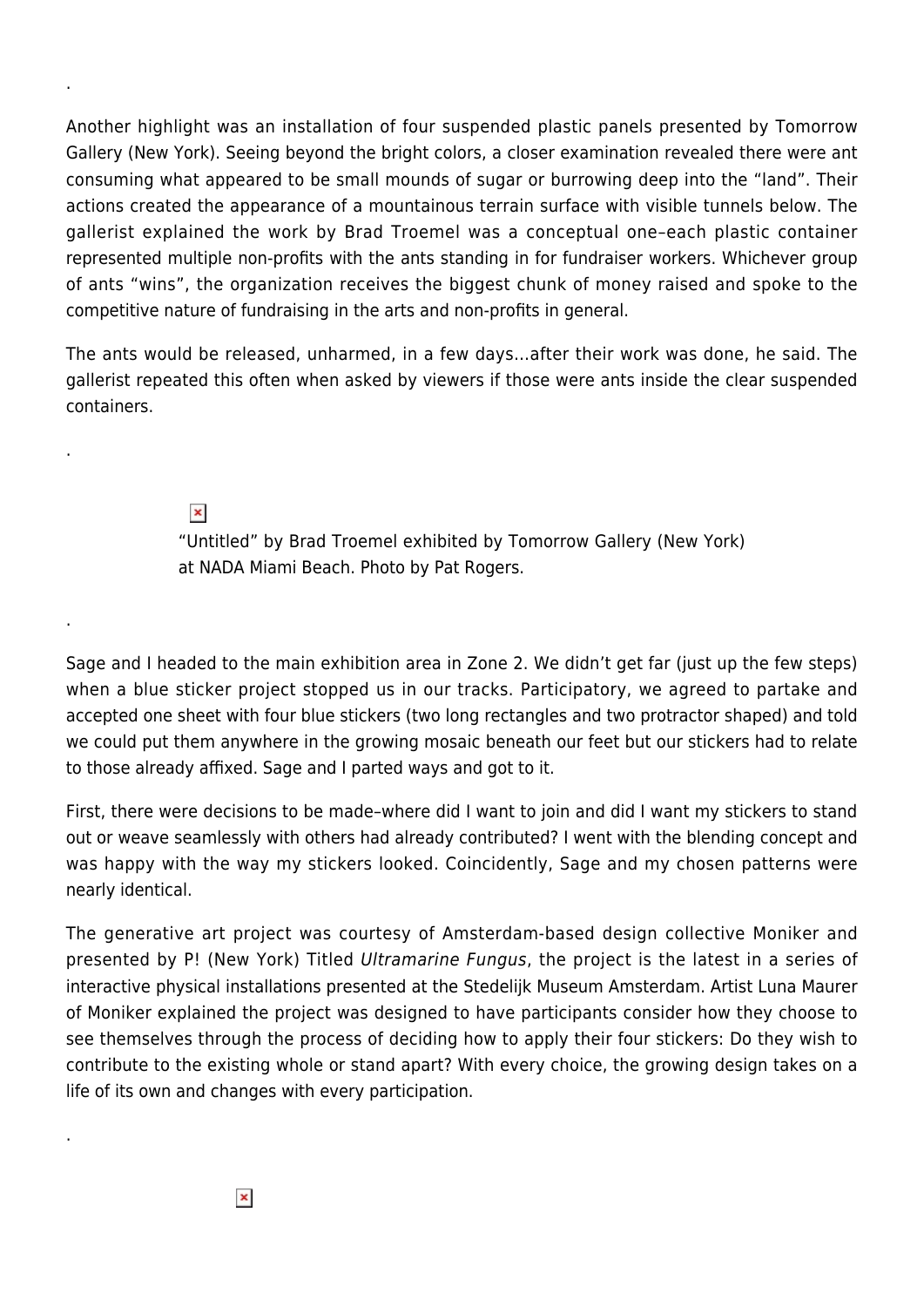.

Another highlight was an installation of four suspended plastic panels presented by Tomorrow Gallery (New York). Seeing beyond the bright colors, a closer examination revealed there were ant consuming what appeared to be small mounds of sugar or burrowing deep into the "land". Their actions created the appearance of a mountainous terrain surface with visible tunnels below. The gallerist explained the work by Brad Troemel was a conceptual one–each plastic container represented multiple non-profits with the ants standing in for fundraiser workers. Whichever group of ants "wins", the organization receives the biggest chunk of money raised and spoke to the competitive nature of fundraising in the arts and non-profits in general.

The ants would be released, unharmed, in a few days…after their work was done, he said. The gallerist repeated this often when asked by viewers if those were ants inside the clear suspended containers.

.

"Untitled" by Brad Troemel exhibited by Tomorrow Gallery (New York) at NADA Miami Beach. Photo by Pat Rogers.

.

Sage and I headed to the main exhibition area in Zone 2. We didn't get far (just up the few steps) when a blue sticker project stopped us in our tracks. Participatory, we agreed to partake and accepted one sheet with four blue stickers (two long rectangles and two protractor shaped) and told we could put them anywhere in the growing mosaic beneath our feet but our stickers had to relate to those already affixed. Sage and I parted ways and got to it.

First, there were decisions to be made–where did I want to join and did I want my stickers to stand out or weave seamlessly with others had already contributed? I went with the blending concept and was happy with the way my stickers looked. Coincidently, Sage and my chosen patterns were nearly identical.

The generative art project was courtesy of Amsterdam-based design collective Moniker and presented by P! (New York) Titled *Ultramarine Fungus*, the project is the latest in a series of interactive physical installations presented at the Stedelijk Museum Amsterdam. Artist Luna Maurer of Moniker explained the project was designed to have participants consider how they choose to see themselves through the process of deciding how to apply their four stickers: Do they wish to contribute to the existing whole or stand apart? With every choice, the growing design takes on a life of its own and changes with every participation.

.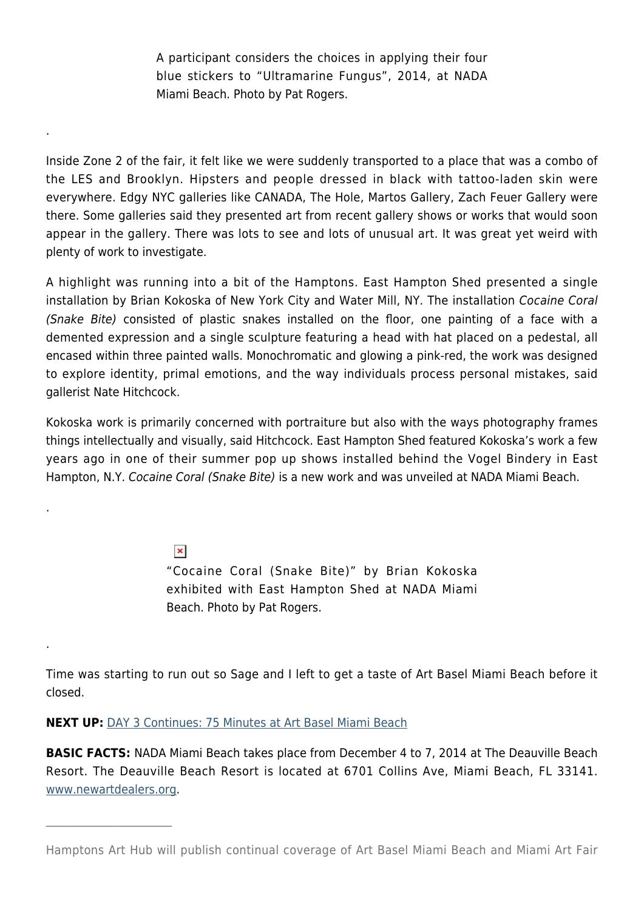A participant considers the choices in applying their four blue stickers to "Ultramarine Fungus", 2014, at NADA Miami Beach. Photo by Pat Rogers.

.

Inside Zone 2 of the fair, it felt like we were suddenly transported to a place that was a combo of the LES and Brooklyn. Hipsters and people dressed in black with tattoo-laden skin were everywhere. Edgy NYC galleries like CANADA, The Hole, Martos Gallery, Zach Feuer Gallery were there. Some galleries said they presented art from recent gallery shows or works that would soon appear in the gallery. There was lots to see and lots of unusual art. It was great yet weird with plenty of work to investigate.

A highlight was running into a bit of the Hamptons. East Hampton Shed presented a single installation by Brian Kokoska of New York City and Water Mill, NY. The installation *Cocaine Coral (Snake Bite)* consisted of plastic snakes installed on the floor, one painting of a face with a demented expression and a single sculpture featuring a head with hat placed on a pedestal, all encased within three painted walls. Monochromatic and glowing a pink-red, the work was designed to explore identity, primal emotions, and the way individuals process personal mistakes, said gallerist Nate Hitchcock.

Kokoska work is primarily concerned with portraiture but also with the ways photography frames things intellectually and visually, said Hitchcock. East Hampton Shed featured Kokoska's work a few years ago in one of their summer pop up shows installed behind the Vogel Bindery in East Hampton, N.Y. *Cocaine Coral (Snake Bite)* is a new work and was unveiled at NADA Miami Beach.

.

"Cocaine Coral (Snake Bite)" by Brian Kokoska exhibited with East Hampton Shed at NADA Miami Beach. Photo by Pat Rogers.

.

Time was starting to run out so Sage and I left to get a taste of Art Basel Miami Beach before it closed.

**NEXT UP:** DAY 3 Continues: 75 Minutes at Art Basel Miami Beach

**BASIC FACTS:** NADA Miami Beach takes place from December 4 to 7, 2014 at The Deauville Beach Resort. The Deauville Beach Resort is located at 6701 Collins Ave, Miami Beach, FL 33141. www.newartdealers.org.

---

Hamptons Art Hub will publish continual coverage of Art Basel Miami Beach and Miami Art Fair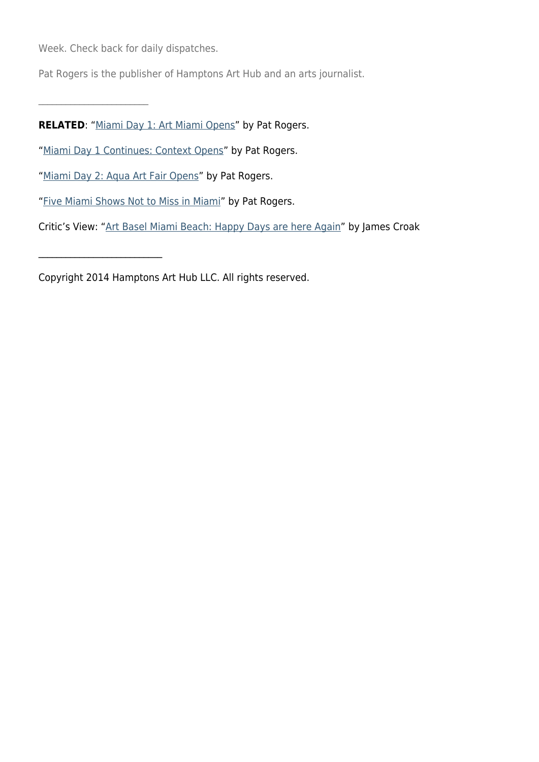Week. Check back for daily dispatches.

Pat Rogers is the publisher of Hamptons Art Hub and an arts journalist.

---

**RELATED**: "Miami Day 1: Art Miami Opens" by Pat Rogers.

"Miami Day 1 Continues: Context Opens" by Pat Rogers.

"Miami Day 2: Aqua Art Fair Opens" by Pat Rogers.

"Five Miami Shows Not to Miss in Miami" by Pat Rogers.

Critic's View: "Art Basel Miami Beach: Happy Days are here Again" by James Croak

---

Copyright 2014 Hamptons Art Hub LLC. All rights reserved.